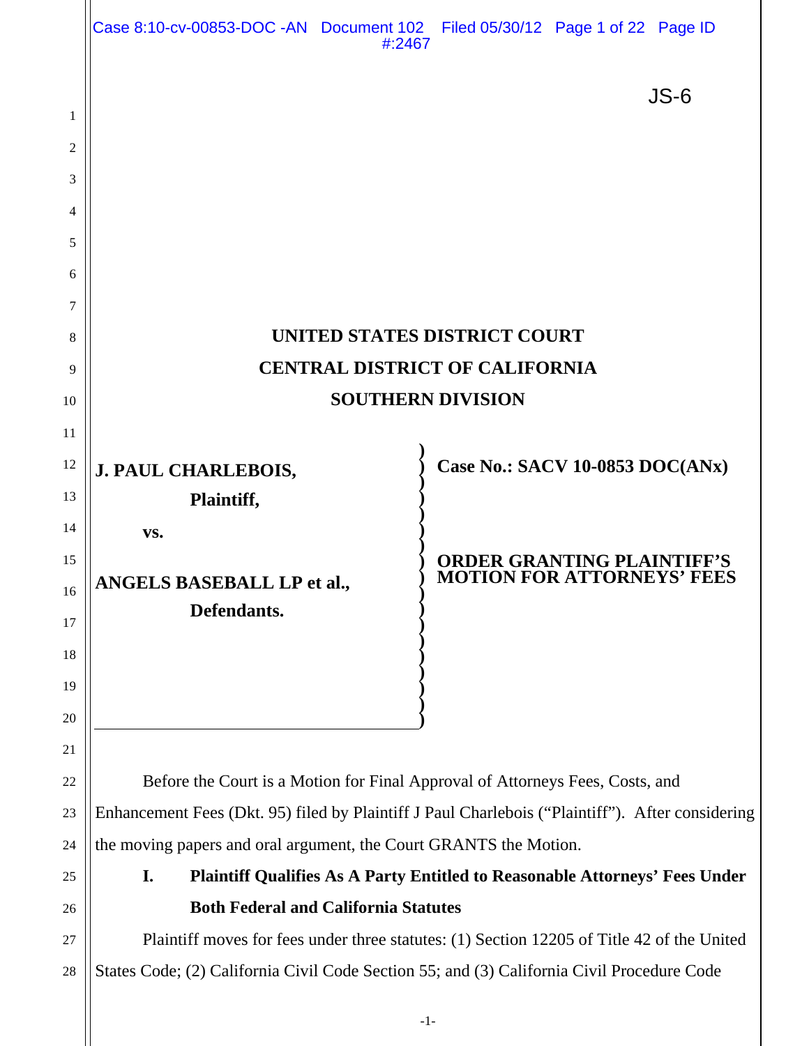JS-6

# UNITED STATES DISTRICT COURT
# CENTRAL DISTRICT OF CALIFORNIA
# SOUTHERN DIVISION

| | |
|---|---|
| **J. PAUL CHARLEBOIS,** <br> **Plaintiff,** <br> **vs.** <br> **ANGELS BASEBALL LP et al.,** <br> **Defendants.** | **Case No.: SACV 10-0853 DOC(ANx)** <br><br> **ORDER GRANTING PLAINTIFF'S MOTION FOR ATTORNEYS' FEES** |

Before the Court is a Motion for Final Approval of Attorneys Fees, Costs, and Enhancement Fees (Dkt. 95) filed by Plaintiff J Paul Charlebois ("Plaintiff"). After considering the moving papers and oral argument, the Court GRANTS the Motion.

## I. Plaintiff Qualifies As A Party Entitled to Reasonable Attorneys' Fees Under Both Federal and California Statutes

Plaintiff moves for fees under three statutes: (1) Section 12205 of Title 42 of the United States Code; (2) California Civil Code Section 55; and (3) California Civil Procedure Code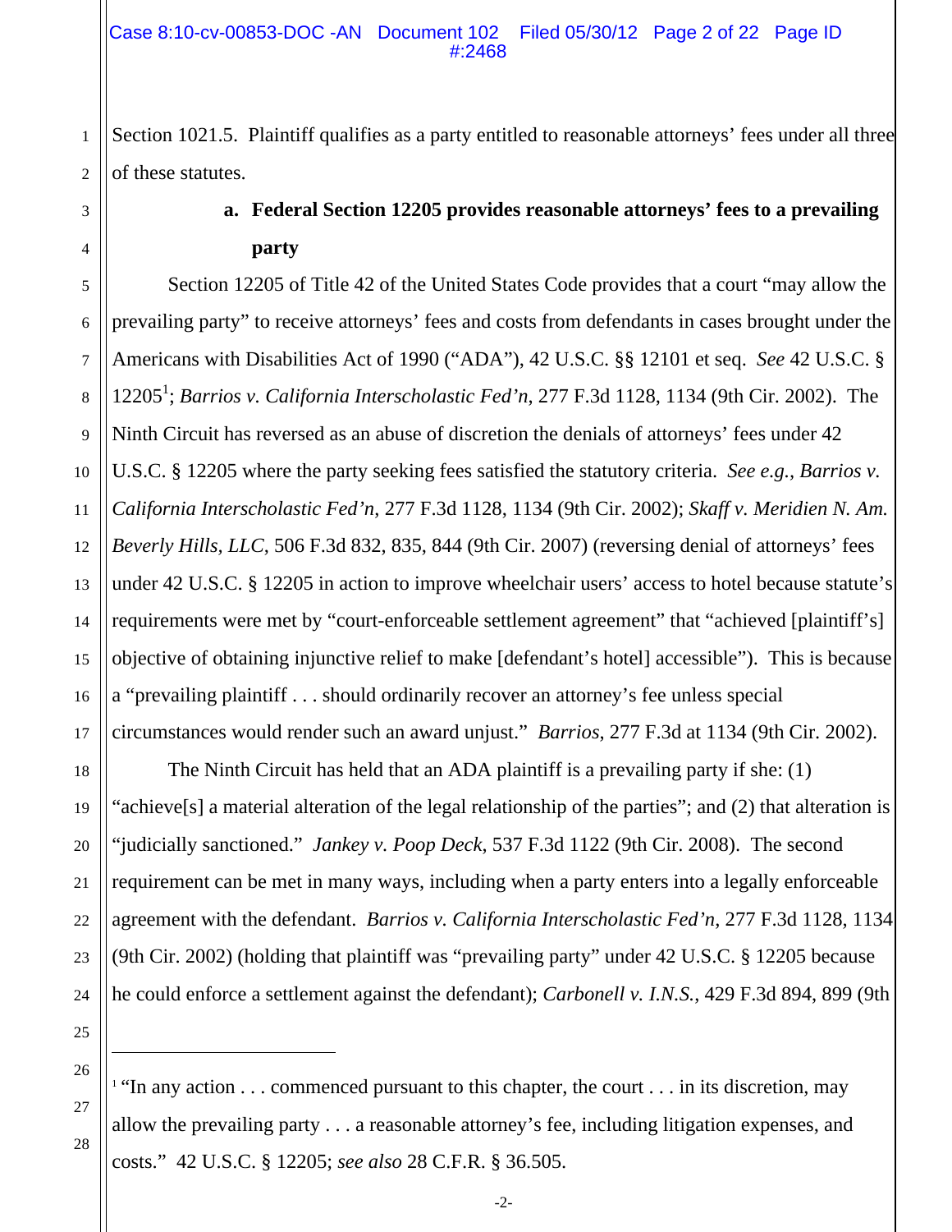Section 1021.5. Plaintiff qualifies as a party entitled to reasonable attorneys' fees under all three of these statutes.

### a. Federal Section 12205 provides reasonable attorneys' fees to a prevailing party

Section 12205 of Title 42 of the United States Code provides that a court "may allow the prevailing party" to receive attorneys' fees and costs from defendants in cases brought under the Americans with Disabilities Act of 1990 ("ADA"), 42 U.S.C. §§ 12101 et seq. *See* 42 U.S.C. § 12205[1]; *Barrios v. California Interscholastic Fed'n*, 277 F.3d 1128, 1134 (9th Cir. 2002). The Ninth Circuit has reversed as an abuse of discretion the denials of attorneys' fees under 42 U.S.C. § 12205 where the party seeking fees satisfied the statutory criteria. *See e.g., Barrios v. California Interscholastic Fed'n*, 277 F.3d 1128, 1134 (9th Cir. 2002); *Skaff v. Meridien N. Am. Beverly Hills, LLC*, 506 F.3d 832, 835, 844 (9th Cir. 2007) (reversing denial of attorneys' fees under 42 U.S.C. § 12205 in action to improve wheelchair users' access to hotel because statute's requirements were met by "court-enforceable settlement agreement" that "achieved [plaintiff's] objective of obtaining injunctive relief to make [defendant's hotel] accessible"). This is because a "prevailing plaintiff . . . should ordinarily recover an attorney's fee unless special circumstances would render such an award unjust." *Barrios*, 277 F.3d at 1134 (9th Cir. 2002).

The Ninth Circuit has held that an ADA plaintiff is a prevailing party if she: (1) "achieve[s] a material alteration of the legal relationship of the parties"; and (2) that alteration is "judicially sanctioned." *Jankey v. Poop Deck*, 537 F.3d 1122 (9th Cir. 2008). The second requirement can be met in many ways, including when a party enters into a legally enforceable agreement with the defendant. *Barrios v. California Interscholastic Fed'n*, 277 F.3d 1128, 1134 (9th Cir. 2002) (holding that plaintiff was "prevailing party" under 42 U.S.C. § 12205 because he could enforce a settlement against the defendant); *Carbonell v. I.N.S.*, 429 F.3d 894, 899 (9th

---

[1] "In any action . . . commenced pursuant to this chapter, the court . . . in its discretion, may allow the prevailing party . . . a reasonable attorney's fee, including litigation expenses, and costs." 42 U.S.C. § 12205; *see also* 28 C.F.R. § 36.505.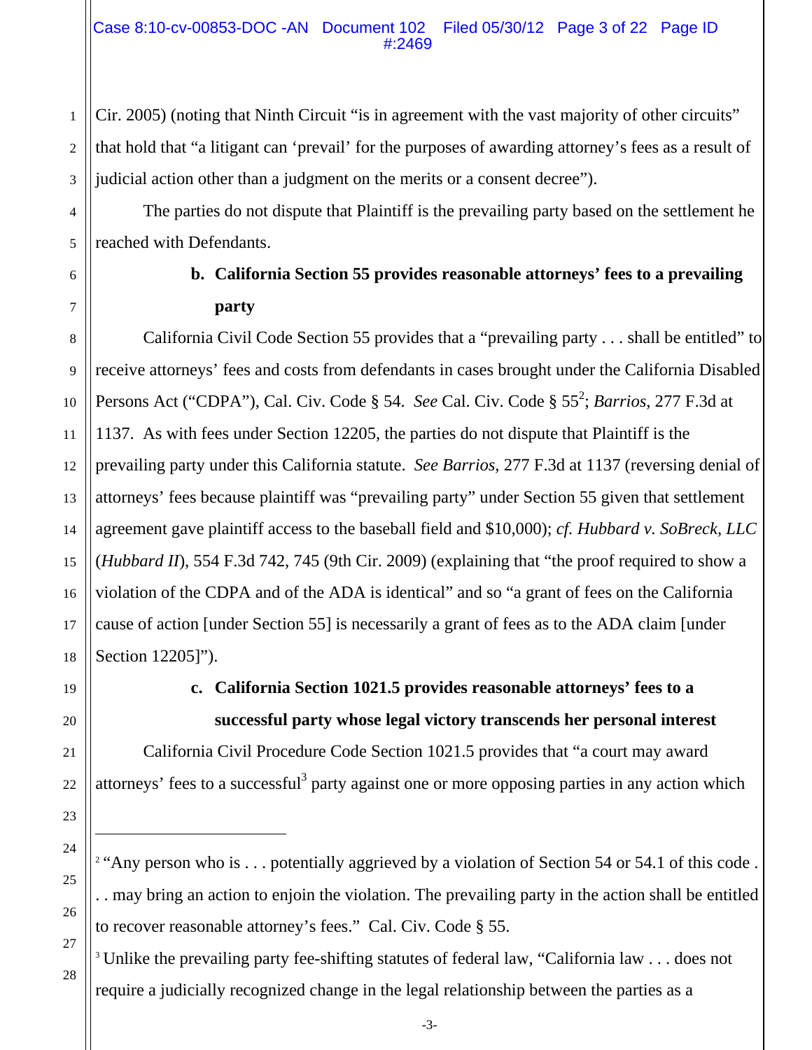Cir. 2005) (noting that Ninth Circuit "is in agreement with the vast majority of other circuits" that hold that "a litigant can 'prevail' for the purposes of awarding attorney's fees as a result of judicial action other than a judgment on the merits or a consent decree").

The parties do not dispute that Plaintiff is the prevailing party based on the settlement he reached with Defendants.

**b. California Section 55 provides reasonable attorneys' fees to a prevailing party**

California Civil Code Section 55 provides that a "prevailing party . . . shall be entitled" to receive attorneys' fees and costs from defendants in cases brought under the California Disabled Persons Act ("CDPA"), Cal. Civ. Code § 54. *See* Cal. Civ. Code § 55[2]; *Barrios*, 277 F.3d at 1137. As with fees under Section 12205, the parties do not dispute that Plaintiff is the prevailing party under this California statute. *See Barrios*, 277 F.3d at 1137 (reversing denial of attorneys' fees because plaintiff was "prevailing party" under Section 55 given that settlement agreement gave plaintiff access to the baseball field and $10,000); *cf. Hubbard v. SoBreck, LLC* (*Hubbard II*), 554 F.3d 742, 745 (9th Cir. 2009) (explaining that "the proof required to show a violation of the CDPA and of the ADA is identical" and so "a grant of fees on the California cause of action [under Section 55] is necessarily a grant of fees as to the ADA claim [under Section 12205]").

**c. California Section 1021.5 provides reasonable attorneys' fees to a successful party whose legal victory transcends her personal interest**

California Civil Procedure Code Section 1021.5 provides that "a court may award attorneys' fees to a successful[3] party against one or more opposing parties in any action which

---

[2] "Any person who is . . . potentially aggrieved by a violation of Section 54 or 54.1 of this code . . . may bring an action to enjoin the violation. The prevailing party in the action shall be entitled to recover reasonable attorney's fees." Cal. Civ. Code § 55.

[3] Unlike the prevailing party fee-shifting statutes of federal law, "California law . . . does not require a judicially recognized change in the legal relationship between the parties as a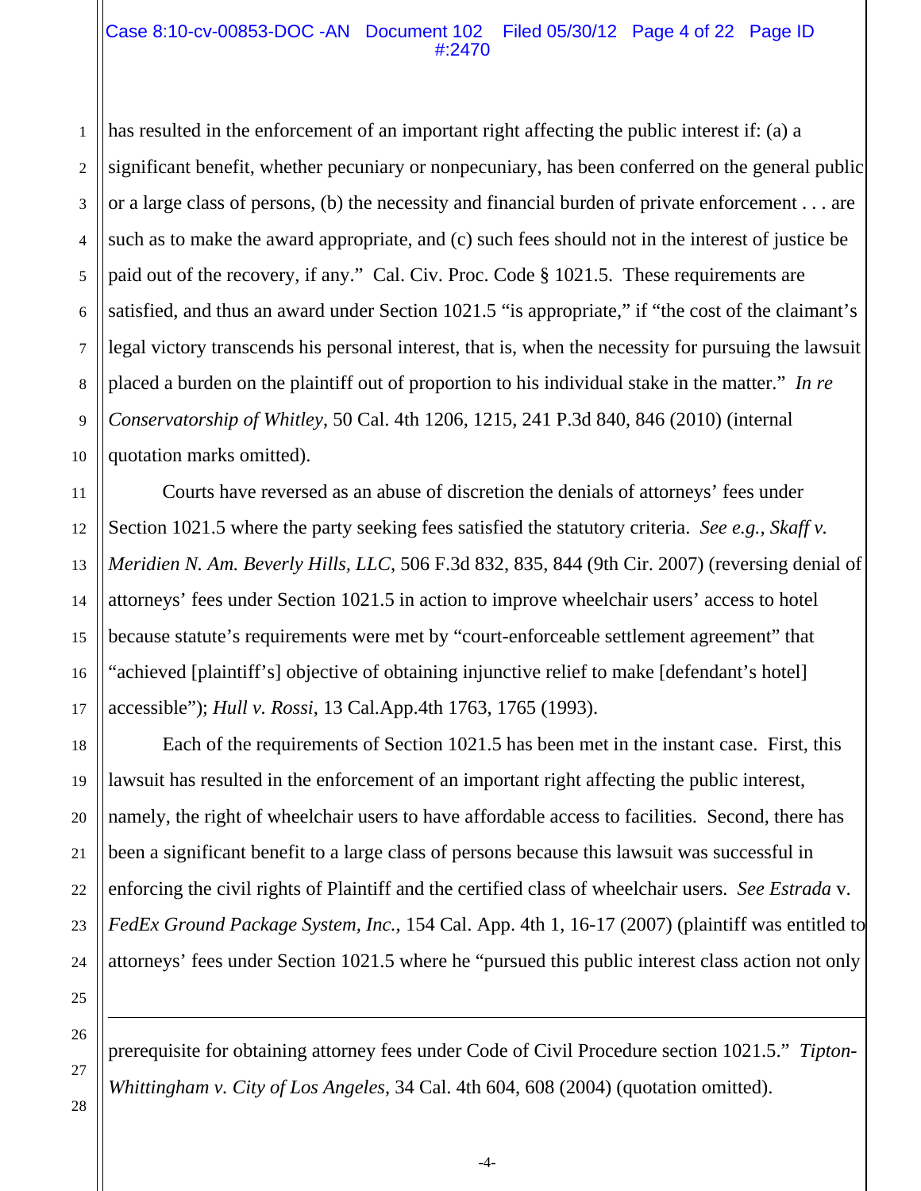has resulted in the enforcement of an important right affecting the public interest if: (a) a significant benefit, whether pecuniary or nonpecuniary, has been conferred on the general public or a large class of persons, (b) the necessity and financial burden of private enforcement . . . are such as to make the award appropriate, and (c) such fees should not in the interest of justice be paid out of the recovery, if any." Cal. Civ. Proc. Code § 1021.5. These requirements are satisfied, and thus an award under Section 1021.5 "is appropriate," if "the cost of the claimant's legal victory transcends his personal interest, that is, when the necessity for pursuing the lawsuit placed a burden on the plaintiff out of proportion to his individual stake in the matter." *In re Conservatorship of Whitley*, 50 Cal. 4th 1206, 1215, 241 P.3d 840, 846 (2010) (internal quotation marks omitted).

Courts have reversed as an abuse of discretion the denials of attorneys' fees under Section 1021.5 where the party seeking fees satisfied the statutory criteria. *See e.g., Skaff v. Meridien N. Am. Beverly Hills, LLC*, 506 F.3d 832, 835, 844 (9th Cir. 2007) (reversing denial of attorneys' fees under Section 1021.5 in action to improve wheelchair users' access to hotel because statute's requirements were met by "court-enforceable settlement agreement" that "achieved [plaintiff's] objective of obtaining injunctive relief to make [defendant's hotel] accessible"); *Hull v. Rossi*, 13 Cal.App.4th 1763, 1765 (1993).

Each of the requirements of Section 1021.5 has been met in the instant case. First, this lawsuit has resulted in the enforcement of an important right affecting the public interest, namely, the right of wheelchair users to have affordable access to facilities. Second, there has been a significant benefit to a large class of persons because this lawsuit was successful in enforcing the civil rights of Plaintiff and the certified class of wheelchair users. *See Estrada* v. *FedEx Ground Package System, Inc.*, 154 Cal. App. 4th 1, 16-17 (2007) (plaintiff was entitled to attorneys' fees under Section 1021.5 where he "pursued this public interest class action not only

---

prerequisite for obtaining attorney fees under Code of Civil Procedure section 1021.5." *Tipton-Whittingham v. City of Los Angeles*, 34 Cal. 4th 604, 608 (2004) (quotation omitted).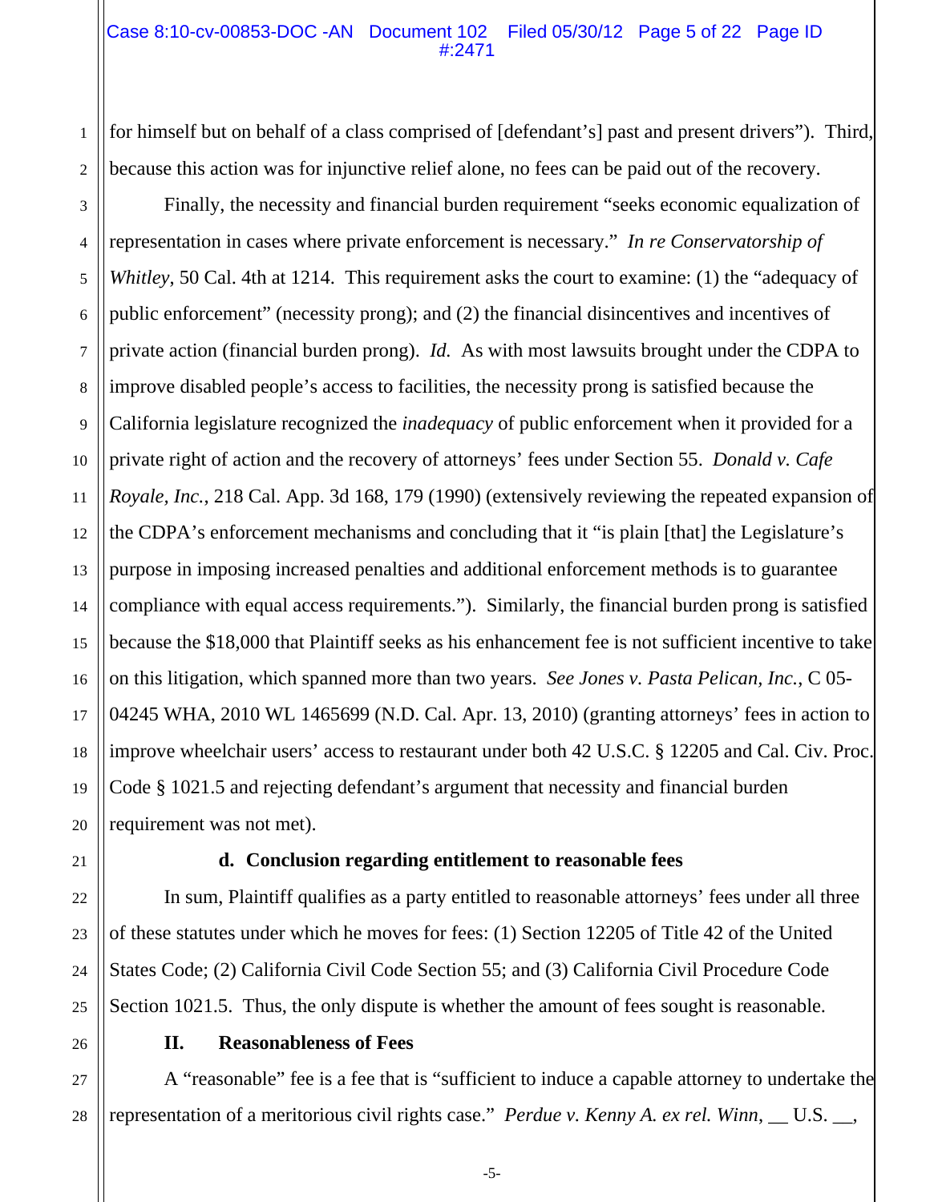for himself but on behalf of a class comprised of [defendant's] past and present drivers"). Third, because this action was for injunctive relief alone, no fees can be paid out of the recovery.

Finally, the necessity and financial burden requirement "seeks economic equalization of representation in cases where private enforcement is necessary." *In re Conservatorship of Whitley*, 50 Cal. 4th at 1214. This requirement asks the court to examine: (1) the "adequacy of public enforcement" (necessity prong); and (2) the financial disincentives and incentives of private action (financial burden prong). *Id.* As with most lawsuits brought under the CDPA to improve disabled people's access to facilities, the necessity prong is satisfied because the California legislature recognized the *inadequacy* of public enforcement when it provided for a private right of action and the recovery of attorneys' fees under Section 55. *Donald v. Cafe Royale, Inc.*, 218 Cal. App. 3d 168, 179 (1990) (extensively reviewing the repeated expansion of the CDPA's enforcement mechanisms and concluding that it "is plain [that] the Legislature's purpose in imposing increased penalties and additional enforcement methods is to guarantee compliance with equal access requirements."). Similarly, the financial burden prong is satisfied because the $18,000 that Plaintiff seeks as his enhancement fee is not sufficient incentive to take on this litigation, which spanned more than two years. *See Jones v. Pasta Pelican, Inc.*, C 05-04245 WHA, 2010 WL 1465699 (N.D. Cal. Apr. 13, 2010) (granting attorneys' fees in action to improve wheelchair users' access to restaurant under both 42 U.S.C. § 12205 and Cal. Civ. Proc. Code § 1021.5 and rejecting defendant's argument that necessity and financial burden requirement was not met).

**d. Conclusion regarding entitlement to reasonable fees**

In sum, Plaintiff qualifies as a party entitled to reasonable attorneys' fees under all three of these statutes under which he moves for fees: (1) Section 12205 of Title 42 of the United States Code; (2) California Civil Code Section 55; and (3) California Civil Procedure Code Section 1021.5. Thus, the only dispute is whether the amount of fees sought is reasonable.

## II. Reasonableness of Fees

A "reasonable" fee is a fee that is "sufficient to induce a capable attorney to undertake the representation of a meritorious civil rights case." *Perdue v. Kenny A. ex rel. Winn*, __ U.S. __,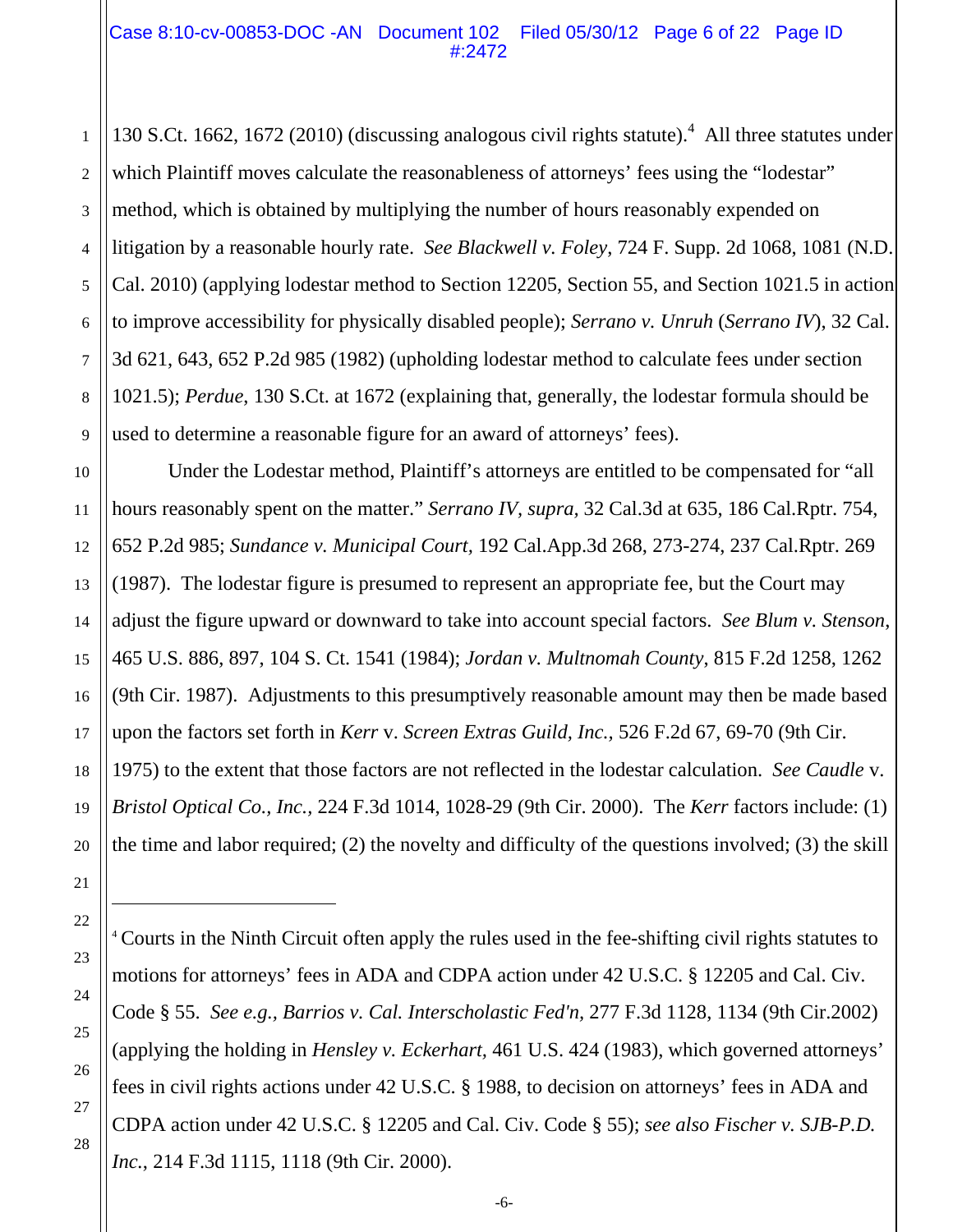130 S.Ct. 1662, 1672 (2010) (discussing analogous civil rights statute).[4] All three statutes under which Plaintiff moves calculate the reasonableness of attorneys' fees using the "lodestar" method, which is obtained by multiplying the number of hours reasonably expended on litigation by a reasonable hourly rate. *See Blackwell v. Foley*, 724 F. Supp. 2d 1068, 1081 (N.D. Cal. 2010) (applying lodestar method to Section 12205, Section 55, and Section 1021.5 in action to improve accessibility for physically disabled people); *Serrano v. Unruh* (*Serrano IV*), 32 Cal. 3d 621, 643, 652 P.2d 985 (1982) (upholding lodestar method to calculate fees under section 1021.5); *Perdue*, 130 S.Ct. at 1672 (explaining that, generally, the lodestar formula should be used to determine a reasonable figure for an award of attorneys' fees).

Under the Lodestar method, Plaintiff's attorneys are entitled to be compensated for "all hours reasonably spent on the matter." *Serrano IV*, *supra*, 32 Cal.3d at 635, 186 Cal.Rptr. 754, 652 P.2d 985; *Sundance v. Municipal Court*, 192 Cal.App.3d 268, 273-274, 237 Cal.Rptr. 269 (1987). The lodestar figure is presumed to represent an appropriate fee, but the Court may adjust the figure upward or downward to take into account special factors. *See Blum v. Stenson*, 465 U.S. 886, 897, 104 S. Ct. 1541 (1984); *Jordan v. Multnomah County*, 815 F.2d 1258, 1262 (9th Cir. 1987). Adjustments to this presumptively reasonable amount may then be made based upon the factors set forth in *Kerr* v. *Screen Extras Guild, Inc.*, 526 F.2d 67, 69-70 (9th Cir. 1975) to the extent that those factors are not reflected in the lodestar calculation. *See Caudle* v. *Bristol Optical Co., Inc.*, 224 F.3d 1014, 1028-29 (9th Cir. 2000). The *Kerr* factors include: (1) the time and labor required; (2) the novelty and difficulty of the questions involved; (3) the skill

---

[4] Courts in the Ninth Circuit often apply the rules used in the fee-shifting civil rights statutes to motions for attorneys' fees in ADA and CDPA action under 42 U.S.C. § 12205 and Cal. Civ. Code § 55. *See e.g., Barrios v. Cal. Interscholastic Fed'n*, 277 F.3d 1128, 1134 (9th Cir.2002) (applying the holding in *Hensley v. Eckerhart*, 461 U.S. 424 (1983), which governed attorneys' fees in civil rights actions under 42 U.S.C. § 1988, to decision on attorneys' fees in ADA and CDPA action under 42 U.S.C. § 12205 and Cal. Civ. Code § 55); *see also Fischer v. SJB-P.D. Inc.*, 214 F.3d 1115, 1118 (9th Cir. 2000).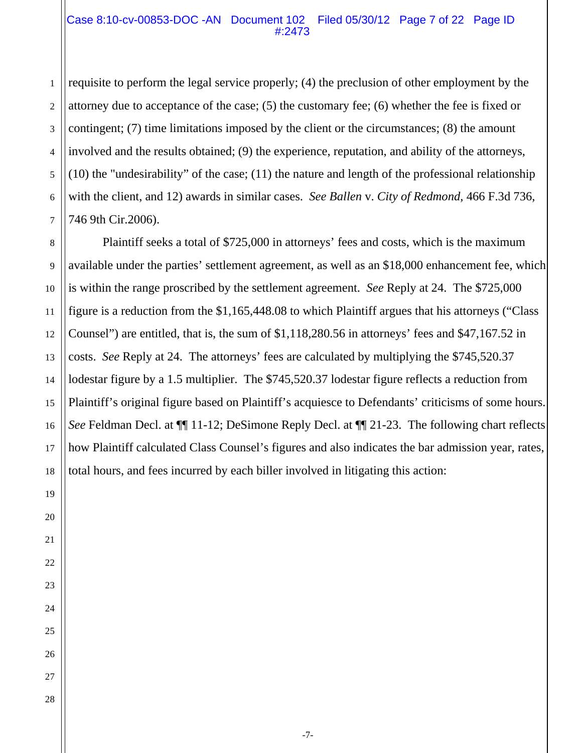requisite to perform the legal service properly; (4) the preclusion of other employment by the attorney due to acceptance of the case; (5) the customary fee; (6) whether the fee is fixed or contingent; (7) time limitations imposed by the client or the circumstances; (8) the amount involved and the results obtained; (9) the experience, reputation, and ability of the attorneys, (10) the "undesirability" of the case; (11) the nature and length of the professional relationship with the client, and 12) awards in similar cases. *See Ballen* v. *City of Redmond*, 466 F.3d 736, 746 9th Cir.2006).

Plaintiff seeks a total of $725,000 in attorneys' fees and costs, which is the maximum available under the parties' settlement agreement, as well as an $18,000 enhancement fee, which is within the range proscribed by the settlement agreement. *See* Reply at 24. The $725,000 figure is a reduction from the $1,165,448.08 to which Plaintiff argues that his attorneys ("Class Counsel") are entitled, that is, the sum of $1,118,280.56 in attorneys' fees and $47,167.52 in costs. *See* Reply at 24. The attorneys' fees are calculated by multiplying the $745,520.37 lodestar figure by a 1.5 multiplier. The $745,520.37 lodestar figure reflects a reduction from Plaintiff's original figure based on Plaintiff's acquiesce to Defendants' criticisms of some hours. *See* Feldman Decl. at ¶¶ 11-12; DeSimone Reply Decl. at ¶¶ 21-23. The following chart reflects how Plaintiff calculated Class Counsel's figures and also indicates the bar admission year, rates, total hours, and fees incurred by each biller involved in litigating this action: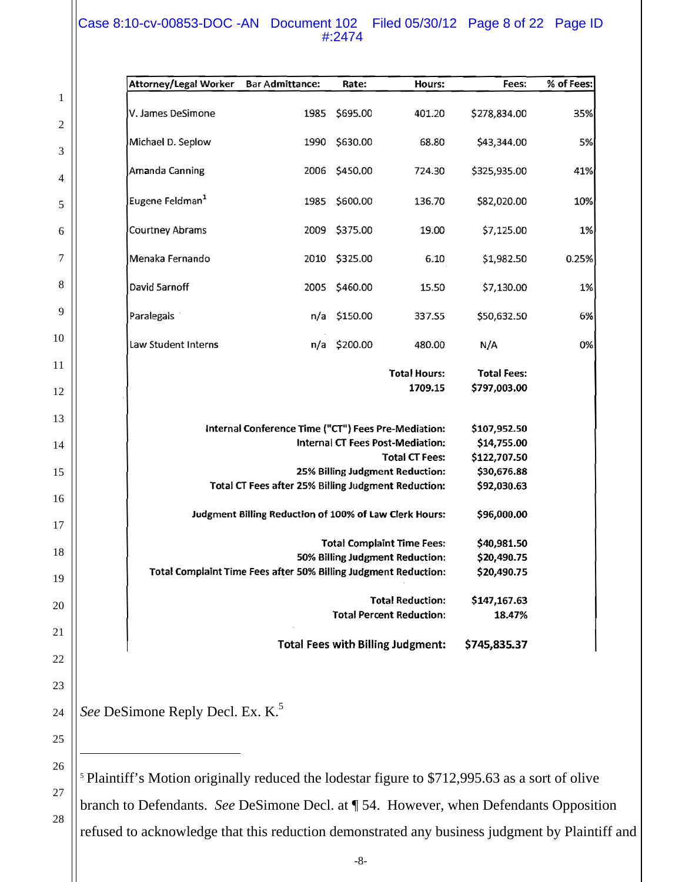| Attorney/Legal Worker | Bar Admittance: | Rate: | Hours: | Fees: | % of Fees: |
|---|---|---|---|---|---|
| V. James DeSimone | 1985 | $695.00 | 401.20 | $278,834.00 | 35% |
| Michael D. Seplow | 1990 | $630.00 | 68.80 | $43,344.00 | 5% |
| Amanda Canning | 2006 | $450.00 | 724.30 | $325,935.00 | 41% |
| Eugene Feldman[1] | 1985 | $600.00 | 136.70 | $82,020.00 | 10% |
| Courtney Abrams | 2009 | $375.00 | 19.00 | $7,125.00 | 1% |
| Menaka Fernando | 2010 | $325.00 | 6.10 | $1,982.50 | 0.25% |
| David Sarnoff | 2005 | $460.00 | 15.50 | $7,130.00 | 1% |
| Paralegals | n/a | $150.00 | 337.55 | $50,632.50 | 6% |
| Law Student Interns | n/a | $200.00 | 480.00 | N/A | 0% |
| | | | **Total Hours:** 1709.15 | **Total Fees:** $797,003.00 | |
| | | | **Internal Conference Time ("CT") Fees Pre-Mediation:** | **$107,952.50** | |
| | | | **Internal CT Fees Post-Mediation:** | **$14,755.00** | |
| | | | **Total CT Fees:** | **$122,707.50** | |
| | | | **25% Billing Judgment Reduction:** | **$30,676.88** | |
| | | | **Total CT Fees after 25% Billing Judgment Reduction:** | **$92,030.63** | |
| | | | **Judgment Billing Reduction of 100% of Law Clerk Hours:** | **$96,000.00** | |
| | | | **Total Complaint Time Fees:** | **$40,981.50** | |
| | | | **50% Billing Judgment Reduction:** | **$20,490.75** | |
| | | | **Total Complaint Time Fees after 50% Billing Judgment Reduction:** | **$20,490.75** | |
| | | | **Total Reduction:** | **$147,167.63** | |
| | | | **Total Percent Reduction:** | **18.47%** | |
| | | | **Total Fees with Billing Judgment:** | **$745,835.37** | |

*See* DeSimone Reply Decl. Ex. K.[5]

[5] Plaintiff's Motion originally reduced the lodestar figure to $712,995.63 as a sort of olive branch to Defendants. *See* DeSimone Decl. at ¶ 54. However, when Defendants Opposition refused to acknowledge that this reduction demonstrated any business judgment by Plaintiff and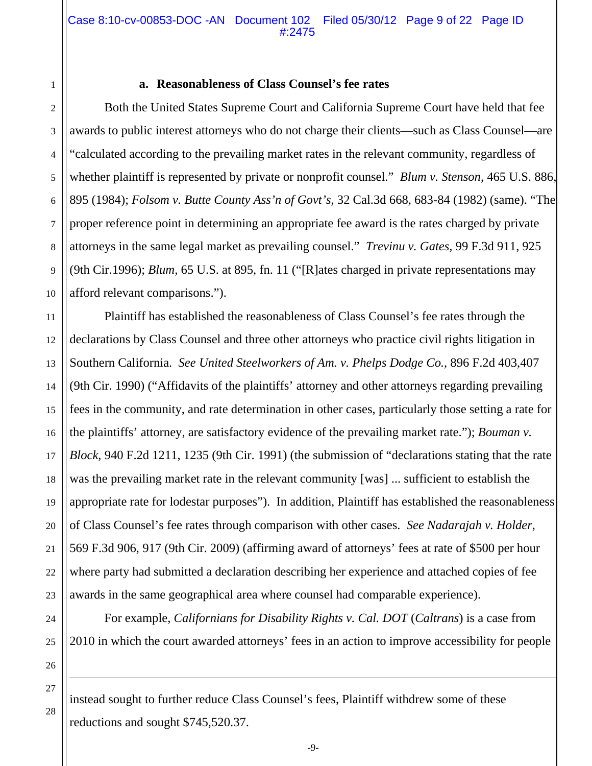**a. Reasonableness of Class Counsel's fee rates**

Both the United States Supreme Court and California Supreme Court have held that fee awards to public interest attorneys who do not charge their clients—such as Class Counsel—are "calculated according to the prevailing market rates in the relevant community, regardless of whether plaintiff is represented by private or nonprofit counsel." *Blum v. Stenson*, 465 U.S. 886, 895 (1984); *Folsom v. Butte County Ass'n of Govt's*, 32 Cal.3d 668, 683-84 (1982) (same). "The proper reference point in determining an appropriate fee award is the rates charged by private attorneys in the same legal market as prevailing counsel." *Trevinu v. Gates*, 99 F.3d 911, 925 (9th Cir.1996); *Blum*, 65 U.S. at 895, fn. 11 ("[R]ates charged in private representations may afford relevant comparisons.").

Plaintiff has established the reasonableness of Class Counsel's fee rates through the declarations by Class Counsel and three other attorneys who practice civil rights litigation in Southern California. *See United Steelworkers of Am. v. Phelps Dodge Co.*, 896 F.2d 403,407 (9th Cir. 1990) ("Affidavits of the plaintiffs' attorney and other attorneys regarding prevailing fees in the community, and rate determination in other cases, particularly those setting a rate for the plaintiffs' attorney, are satisfactory evidence of the prevailing market rate."); *Bouman v. Block*, 940 F.2d 1211, 1235 (9th Cir. 1991) (the submission of "declarations stating that the rate was the prevailing market rate in the relevant community [was] ... sufficient to establish the appropriate rate for lodestar purposes"). In addition, Plaintiff has established the reasonableness of Class Counsel's fee rates through comparison with other cases. *See Nadarajah v. Holder*, 569 F.3d 906, 917 (9th Cir. 2009) (affirming award of attorneys' fees at rate of $500 per hour where party had submitted a declaration describing her experience and attached copies of fee awards in the same geographical area where counsel had comparable experience).

For example, *Californians for Disability Rights v. Cal. DOT* (*Caltrans*) is a case from 2010 in which the court awarded attorneys' fees in an action to improve accessibility for people

---

instead sought to further reduce Class Counsel's fees, Plaintiff withdrew some of these reductions and sought $745,520.37.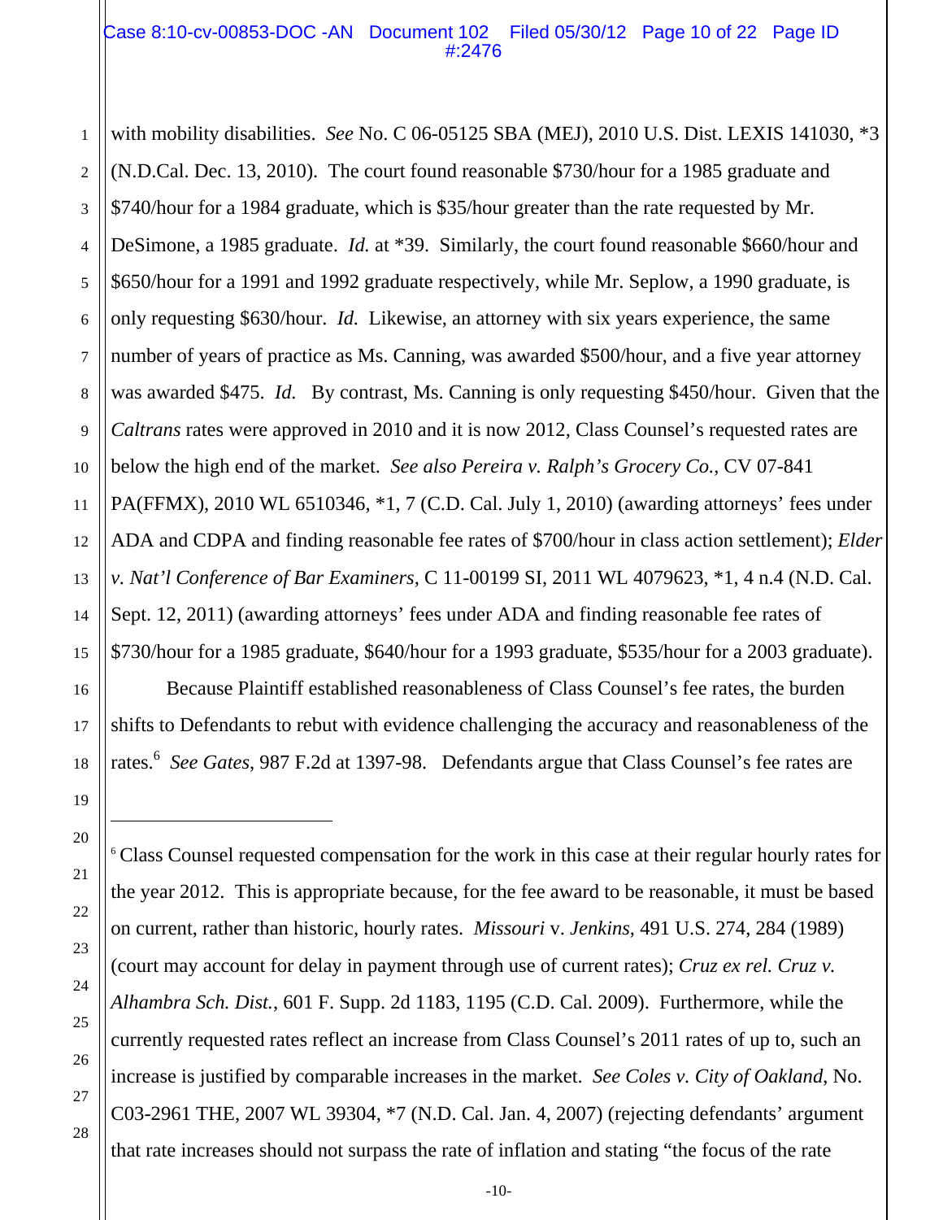with mobility disabilities. *See* No. C 06-05125 SBA (MEJ), 2010 U.S. Dist. LEXIS 141030, *3 (N.D.Cal. Dec. 13, 2010). The court found reasonable $730/hour for a 1985 graduate and $740/hour for a 1984 graduate, which is $35/hour greater than the rate requested by Mr. DeSimone, a 1985 graduate. *Id.* at *39. Similarly, the court found reasonable $660/hour and $650/hour for a 1991 and 1992 graduate respectively, while Mr. Seplow, a 1990 graduate, is only requesting $630/hour. *Id.* Likewise, an attorney with six years experience, the same number of years of practice as Ms. Canning, was awarded $500/hour, and a five year attorney was awarded $475. *Id.* By contrast, Ms. Canning is only requesting $450/hour. Given that the *Caltrans* rates were approved in 2010 and it is now 2012, Class Counsel's requested rates are below the high end of the market. *See also Pereira v. Ralph's Grocery Co.*, CV 07-841 PA(FFMX), 2010 WL 6510346, *1, 7 (C.D. Cal. July 1, 2010) (awarding attorneys' fees under ADA and CDPA and finding reasonable fee rates of $700/hour in class action settlement); *Elder v. Nat'l Conference of Bar Examiners*, C 11-00199 SI, 2011 WL 4079623, *1, 4 n.4 (N.D. Cal. Sept. 12, 2011) (awarding attorneys' fees under ADA and finding reasonable fee rates of $730/hour for a 1985 graduate, $640/hour for a 1993 graduate, $535/hour for a 2003 graduate).

Because Plaintiff established reasonableness of Class Counsel's fee rates, the burden shifts to Defendants to rebut with evidence challenging the accuracy and reasonableness of the rates.[6] *See Gates*, 987 F.2d at 1397-98. Defendants argue that Class Counsel's fee rates are

---

[6] Class Counsel requested compensation for the work in this case at their regular hourly rates for the year 2012. This is appropriate because, for the fee award to be reasonable, it must be based on current, rather than historic, hourly rates. *Missouri* v. *Jenkins*, 491 U.S. 274, 284 (1989) (court may account for delay in payment through use of current rates); *Cruz ex rel. Cruz v. Alhambra Sch. Dist.*, 601 F. Supp. 2d 1183, 1195 (C.D. Cal. 2009). Furthermore, while the currently requested rates reflect an increase from Class Counsel's 2011 rates of up to, such an increase is justified by comparable increases in the market. *See Coles v. City of Oakland*, No. C03-2961 THE, 2007 WL 39304, *7 (N.D. Cal. Jan. 4, 2007) (rejecting defendants' argument that rate increases should not surpass the rate of inflation and stating "the focus of the rate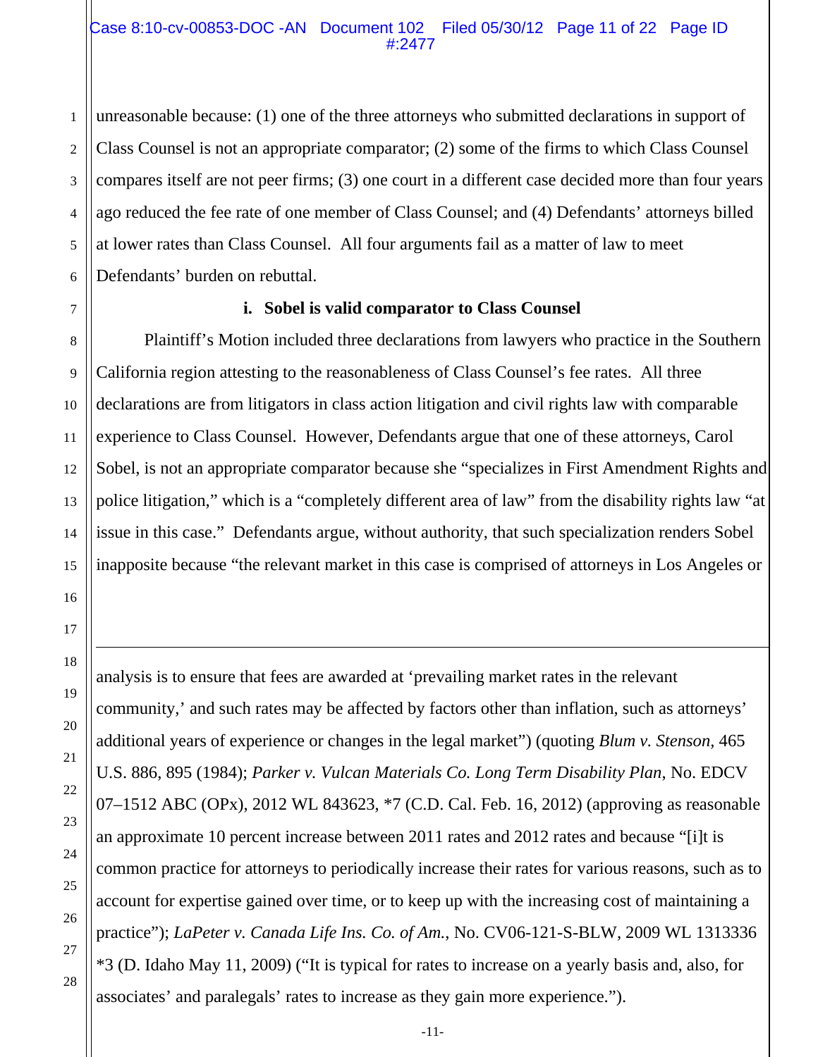unreasonable because: (1) one of the three attorneys who submitted declarations in support of Class Counsel is not an appropriate comparator; (2) some of the firms to which Class Counsel compares itself are not peer firms; (3) one court in a different case decided more than four years ago reduced the fee rate of one member of Class Counsel; and (4) Defendants' attorneys billed at lower rates than Class Counsel. All four arguments fail as a matter of law to meet Defendants' burden on rebuttal.

**i. Sobel is valid comparator to Class Counsel**

Plaintiff's Motion included three declarations from lawyers who practice in the Southern California region attesting to the reasonableness of Class Counsel's fee rates. All three declarations are from litigators in class action litigation and civil rights law with comparable experience to Class Counsel. However, Defendants argue that one of these attorneys, Carol Sobel, is not an appropriate comparator because she "specializes in First Amendment Rights and police litigation," which is a "completely different area of law" from the disability rights law "at issue in this case." Defendants argue, without authority, that such specialization renders Sobel inapposite because "the relevant market in this case is comprised of attorneys in Los Angeles or

---

analysis is to ensure that fees are awarded at 'prevailing market rates in the relevant community,' and such rates may be affected by factors other than inflation, such as attorneys' additional years of experience or changes in the legal market") (quoting *Blum v. Stenson*, 465 U.S. 886, 895 (1984); *Parker v. Vulcan Materials Co. Long Term Disability Plan*, No. EDCV 07–1512 ABC (OPx), 2012 WL 843623, *7 (C.D. Cal. Feb. 16, 2012) (approving as reasonable an approximate 10 percent increase between 2011 rates and 2012 rates and because "[i]t is common practice for attorneys to periodically increase their rates for various reasons, such as to account for expertise gained over time, or to keep up with the increasing cost of maintaining a practice"); *LaPeter v. Canada Life Ins. Co. of Am.*, No. CV06-121-S-BLW, 2009 WL 1313336 *3 (D. Idaho May 11, 2009) ("It is typical for rates to increase on a yearly basis and, also, for associates' and paralegals' rates to increase as they gain more experience.").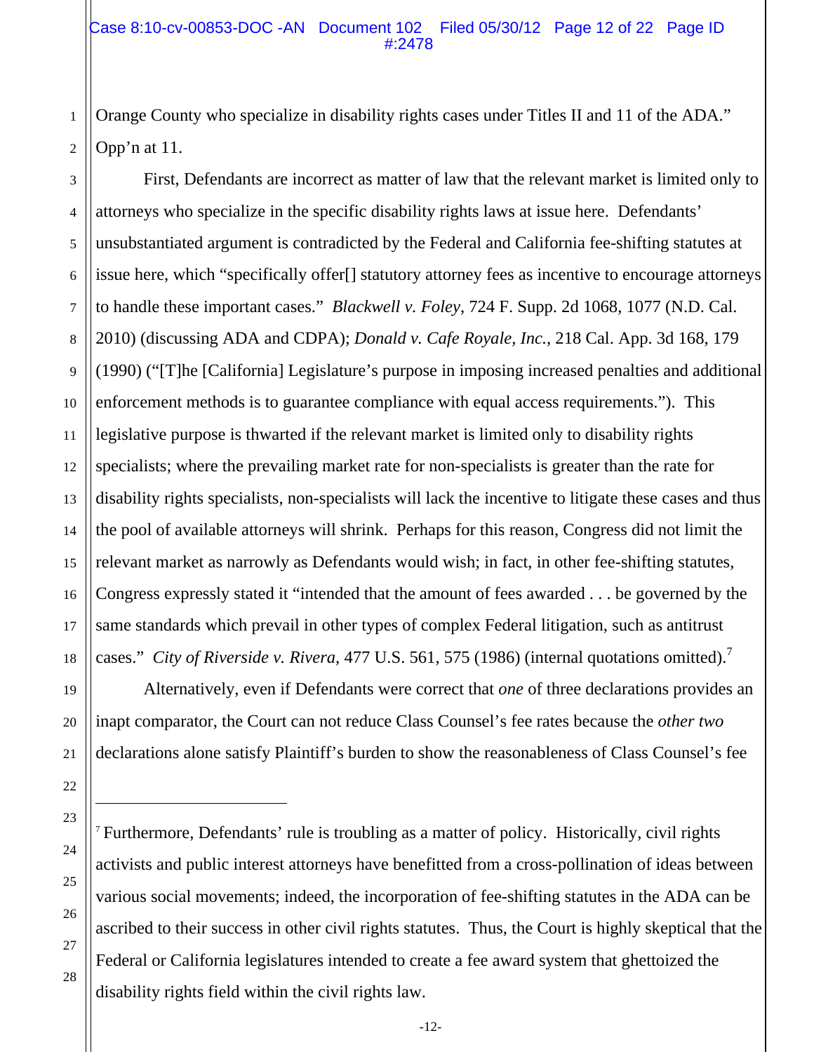Orange County who specialize in disability rights cases under Titles II and 11 of the ADA." Opp'n at 11.

First, Defendants are incorrect as matter of law that the relevant market is limited only to attorneys who specialize in the specific disability rights laws at issue here. Defendants' unsubstantiated argument is contradicted by the Federal and California fee-shifting statutes at issue here, which "specifically offer[] statutory attorney fees as incentive to encourage attorneys to handle these important cases." *Blackwell v. Foley*, 724 F. Supp. 2d 1068, 1077 (N.D. Cal. 2010) (discussing ADA and CDPA); *Donald v. Cafe Royale, Inc.*, 218 Cal. App. 3d 168, 179 (1990) ("[T]he [California] Legislature's purpose in imposing increased penalties and additional enforcement methods is to guarantee compliance with equal access requirements."). This legislative purpose is thwarted if the relevant market is limited only to disability rights specialists; where the prevailing market rate for non-specialists is greater than the rate for disability rights specialists, non-specialists will lack the incentive to litigate these cases and thus the pool of available attorneys will shrink. Perhaps for this reason, Congress did not limit the relevant market as narrowly as Defendants would wish; in fact, in other fee-shifting statutes, Congress expressly stated it "intended that the amount of fees awarded . . . be governed by the same standards which prevail in other types of complex Federal litigation, such as antitrust cases." *City of Riverside v. Rivera*, 477 U.S. 561, 575 (1986) (internal quotations omitted).[7]

Alternatively, even if Defendants were correct that *one* of three declarations provides an inapt comparator, the Court can not reduce Class Counsel's fee rates because the *other two* declarations alone satisfy Plaintiff's burden to show the reasonableness of Class Counsel's fee

---

[7] Furthermore, Defendants' rule is troubling as a matter of policy. Historically, civil rights activists and public interest attorneys have benefitted from a cross-pollination of ideas between various social movements; indeed, the incorporation of fee-shifting statutes in the ADA can be ascribed to their success in other civil rights statutes. Thus, the Court is highly skeptical that the Federal or California legislatures intended to create a fee award system that ghettoized the disability rights field within the civil rights law.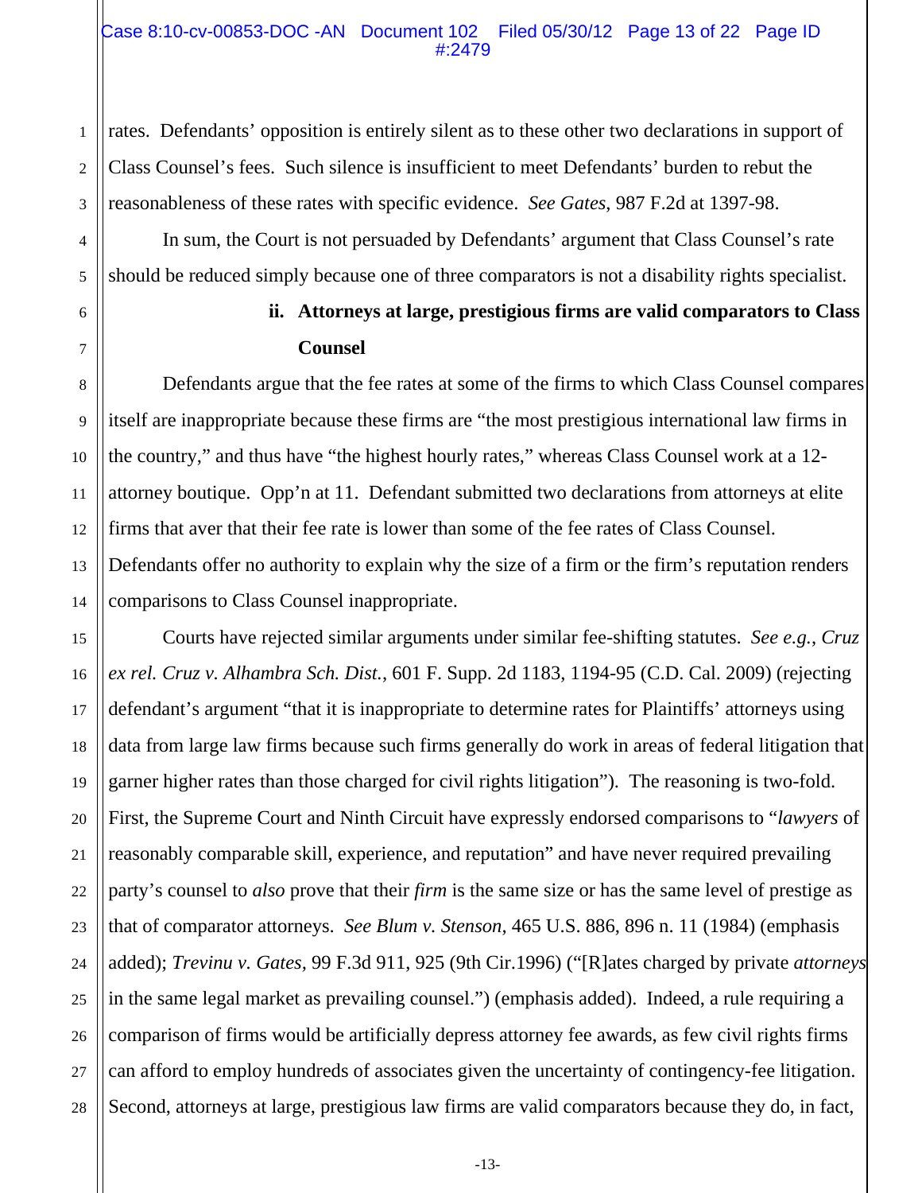rates. Defendants' opposition is entirely silent as to these other two declarations in support of Class Counsel's fees. Such silence is insufficient to meet Defendants' burden to rebut the reasonableness of these rates with specific evidence. *See Gates*, 987 F.2d at 1397-98.

In sum, the Court is not persuaded by Defendants' argument that Class Counsel's rate should be reduced simply because one of three comparators is not a disability rights specialist.

**ii. Attorneys at large, prestigious firms are valid comparators to Class Counsel**

Defendants argue that the fee rates at some of the firms to which Class Counsel compares itself are inappropriate because these firms are "the most prestigious international law firms in the country," and thus have "the highest hourly rates," whereas Class Counsel work at a 12-attorney boutique. Opp'n at 11. Defendant submitted two declarations from attorneys at elite firms that aver that their fee rate is lower than some of the fee rates of Class Counsel. Defendants offer no authority to explain why the size of a firm or the firm's reputation renders comparisons to Class Counsel inappropriate.

Courts have rejected similar arguments under similar fee-shifting statutes. *See e.g.*, *Cruz ex rel. Cruz v. Alhambra Sch. Dist.*, 601 F. Supp. 2d 1183, 1194-95 (C.D. Cal. 2009) (rejecting defendant's argument "that it is inappropriate to determine rates for Plaintiffs' attorneys using data from large law firms because such firms generally do work in areas of federal litigation that garner higher rates than those charged for civil rights litigation"). The reasoning is two-fold. First, the Supreme Court and Ninth Circuit have expressly endorsed comparisons to "*lawyers* of reasonably comparable skill, experience, and reputation" and have never required prevailing party's counsel to *also* prove that their *firm* is the same size or has the same level of prestige as that of comparator attorneys. *See Blum v. Stenson*, 465 U.S. 886, 896 n. 11 (1984) (emphasis added); *Trevinu v. Gates*, 99 F.3d 911, 925 (9th Cir.1996) ("[R]ates charged by private *attorneys* in the same legal market as prevailing counsel.") (emphasis added). Indeed, a rule requiring a comparison of firms would be artificially depress attorney fee awards, as few civil rights firms can afford to employ hundreds of associates given the uncertainty of contingency-fee litigation. Second, attorneys at large, prestigious law firms are valid comparators because they do, in fact,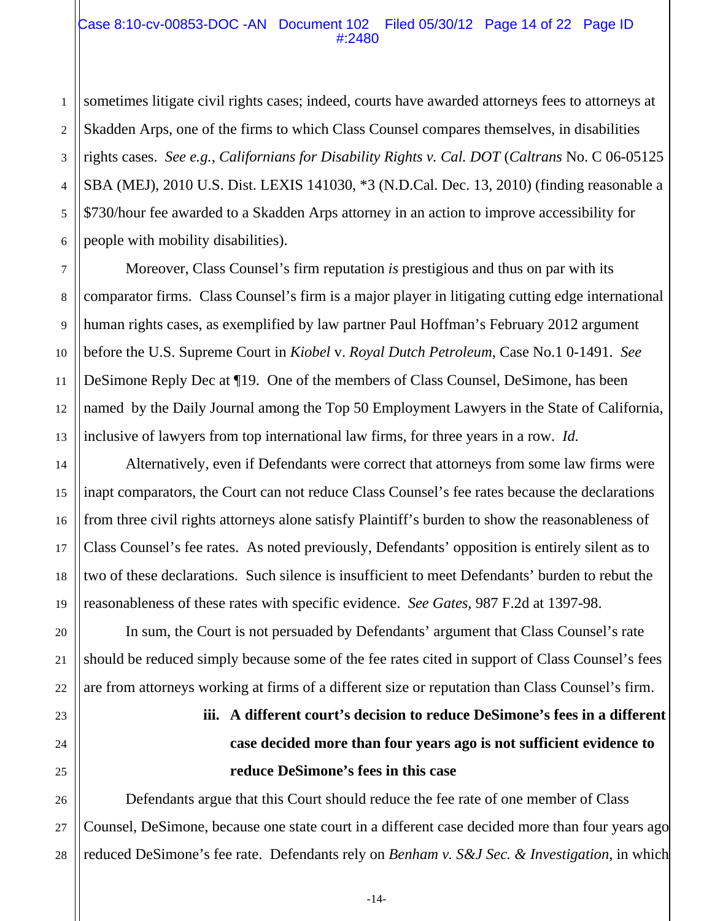sometimes litigate civil rights cases; indeed, courts have awarded attorneys fees to attorneys at Skadden Arps, one of the firms to which Class Counsel compares themselves, in disabilities rights cases. *See e.g., Californians for Disability Rights v. Cal. DOT* (*Caltrans* No. C 06-05125 SBA (MEJ), 2010 U.S. Dist. LEXIS 141030, *3 (N.D.Cal. Dec. 13, 2010) (finding reasonable a $730/hour fee awarded to a Skadden Arps attorney in an action to improve accessibility for people with mobility disabilities).

Moreover, Class Counsel's firm reputation *is* prestigious and thus on par with its comparator firms. Class Counsel's firm is a major player in litigating cutting edge international human rights cases, as exemplified by law partner Paul Hoffman's February 2012 argument before the U.S. Supreme Court in *Kiobel* v. *Royal Dutch Petroleum,* Case No.1 0-1491. *See* DeSimone Reply Dec at ¶19. One of the members of Class Counsel, DeSimone, has been named by the Daily Journal among the Top 50 Employment Lawyers in the State of California, inclusive of lawyers from top international law firms, for three years in a row. *Id.*

Alternatively, even if Defendants were correct that attorneys from some law firms were inapt comparators, the Court can not reduce Class Counsel's fee rates because the declarations from three civil rights attorneys alone satisfy Plaintiff's burden to show the reasonableness of Class Counsel's fee rates. As noted previously, Defendants' opposition is entirely silent as to two of these declarations. Such silence is insufficient to meet Defendants' burden to rebut the reasonableness of these rates with specific evidence. *See Gates*, 987 F.2d at 1397-98.

In sum, the Court is not persuaded by Defendants' argument that Class Counsel's rate should be reduced simply because some of the fee rates cited in support of Class Counsel's fees are from attorneys working at firms of a different size or reputation than Class Counsel's firm.

**iii. A different court's decision to reduce DeSimone's fees in a different case decided more than four years ago is not sufficient evidence to reduce DeSimone's fees in this case**

Defendants argue that this Court should reduce the fee rate of one member of Class Counsel, DeSimone, because one state court in a different case decided more than four years ago reduced DeSimone's fee rate. Defendants rely on *Benham v. S&J Sec. & Investigation*, in which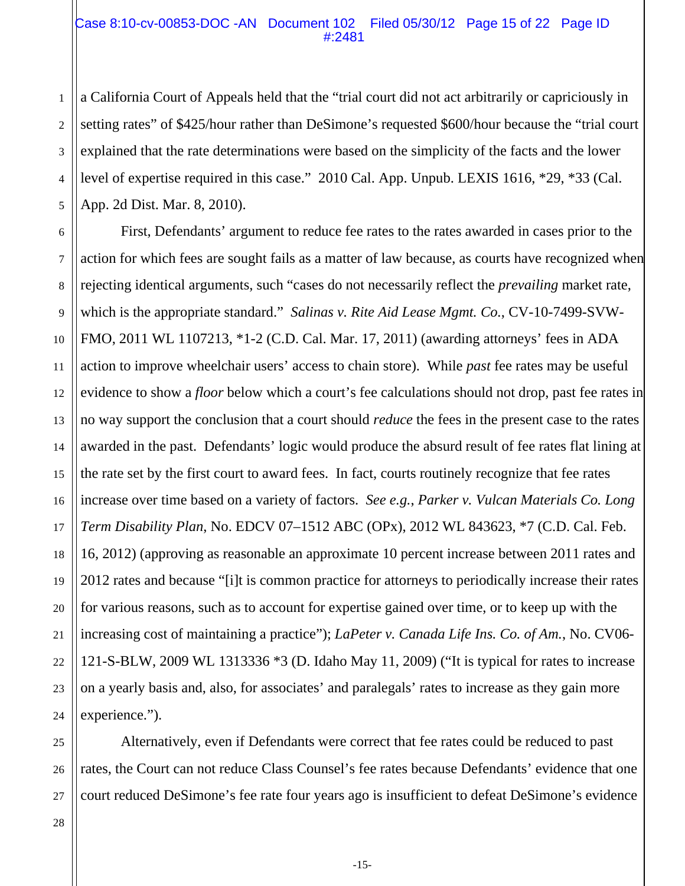a California Court of Appeals held that the "trial court did not act arbitrarily or capriciously in setting rates" of $425/hour rather than DeSimone's requested $600/hour because the "trial court explained that the rate determinations were based on the simplicity of the facts and the lower level of expertise required in this case." 2010 Cal. App. Unpub. LEXIS 1616, *29, *33 (Cal. App. 2d Dist. Mar. 8, 2010).

First, Defendants' argument to reduce fee rates to the rates awarded in cases prior to the action for which fees are sought fails as a matter of law because, as courts have recognized when rejecting identical arguments, such "cases do not necessarily reflect the *prevailing* market rate, which is the appropriate standard." *Salinas v. Rite Aid Lease Mgmt. Co.*, CV-10-7499-SVW-FMO, 2011 WL 1107213, *1-2 (C.D. Cal. Mar. 17, 2011) (awarding attorneys' fees in ADA action to improve wheelchair users' access to chain store). While *past* fee rates may be useful evidence to show a *floor* below which a court's fee calculations should not drop, past fee rates in no way support the conclusion that a court should *reduce* the fees in the present case to the rates awarded in the past. Defendants' logic would produce the absurd result of fee rates flat lining at the rate set by the first court to award fees. In fact, courts routinely recognize that fee rates increase over time based on a variety of factors. *See e.g., Parker v. Vulcan Materials Co. Long Term Disability Plan*, No. EDCV 07–1512 ABC (OPx), 2012 WL 843623, *7 (C.D. Cal. Feb. 16, 2012) (approving as reasonable an approximate 10 percent increase between 2011 rates and 2012 rates and because "[i]t is common practice for attorneys to periodically increase their rates for various reasons, such as to account for expertise gained over time, or to keep up with the increasing cost of maintaining a practice"); *LaPeter v. Canada Life Ins. Co. of Am.*, No. CV06-121-S-BLW, 2009 WL 1313336 *3 (D. Idaho May 11, 2009) ("It is typical for rates to increase on a yearly basis and, also, for associates' and paralegals' rates to increase as they gain more experience.").

Alternatively, even if Defendants were correct that fee rates could be reduced to past rates, the Court can not reduce Class Counsel's fee rates because Defendants' evidence that one court reduced DeSimone's fee rate four years ago is insufficient to defeat DeSimone's evidence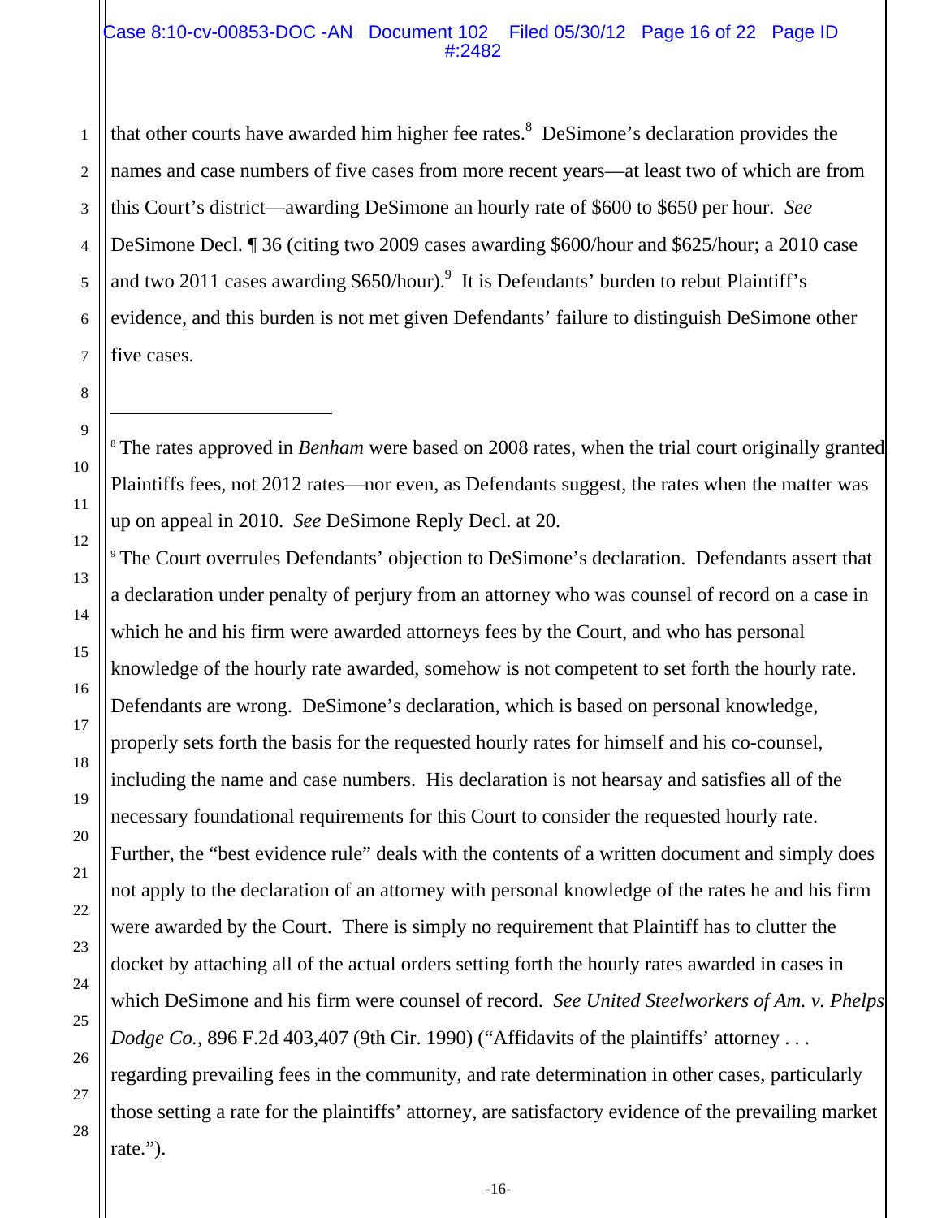that other courts have awarded him higher fee rates.[8] DeSimone's declaration provides the names and case numbers of five cases from more recent years—at least two of which are from this Court's district—awarding DeSimone an hourly rate of $600 to $650 per hour. *See* DeSimone Decl. ¶ 36 (citing two 2009 cases awarding $600/hour and $625/hour; a 2010 case and two 2011 cases awarding $650/hour).[9] It is Defendants' burden to rebut Plaintiff's evidence, and this burden is not met given Defendants' failure to distinguish DeSimone other five cases.

---

[8] The rates approved in *Benham* were based on 2008 rates, when the trial court originally granted Plaintiffs fees, not 2012 rates—nor even, as Defendants suggest, the rates when the matter was up on appeal in 2010. *See* DeSimone Reply Decl. at 20.

[9] The Court overrules Defendants' objection to DeSimone's declaration. Defendants assert that a declaration under penalty of perjury from an attorney who was counsel of record on a case in which he and his firm were awarded attorneys fees by the Court, and who has personal knowledge of the hourly rate awarded, somehow is not competent to set forth the hourly rate. Defendants are wrong. DeSimone's declaration, which is based on personal knowledge, properly sets forth the basis for the requested hourly rates for himself and his co-counsel, including the name and case numbers. His declaration is not hearsay and satisfies all of the necessary foundational requirements for this Court to consider the requested hourly rate. Further, the "best evidence rule" deals with the contents of a written document and simply does not apply to the declaration of an attorney with personal knowledge of the rates he and his firm were awarded by the Court. There is simply no requirement that Plaintiff has to clutter the docket by attaching all of the actual orders setting forth the hourly rates awarded in cases in which DeSimone and his firm were counsel of record. *See United Steelworkers of Am. v. Phelps Dodge Co.*, 896 F.2d 403,407 (9th Cir. 1990) ("Affidavits of the plaintiffs' attorney . . . regarding prevailing fees in the community, and rate determination in other cases, particularly those setting a rate for the plaintiffs' attorney, are satisfactory evidence of the prevailing market rate.").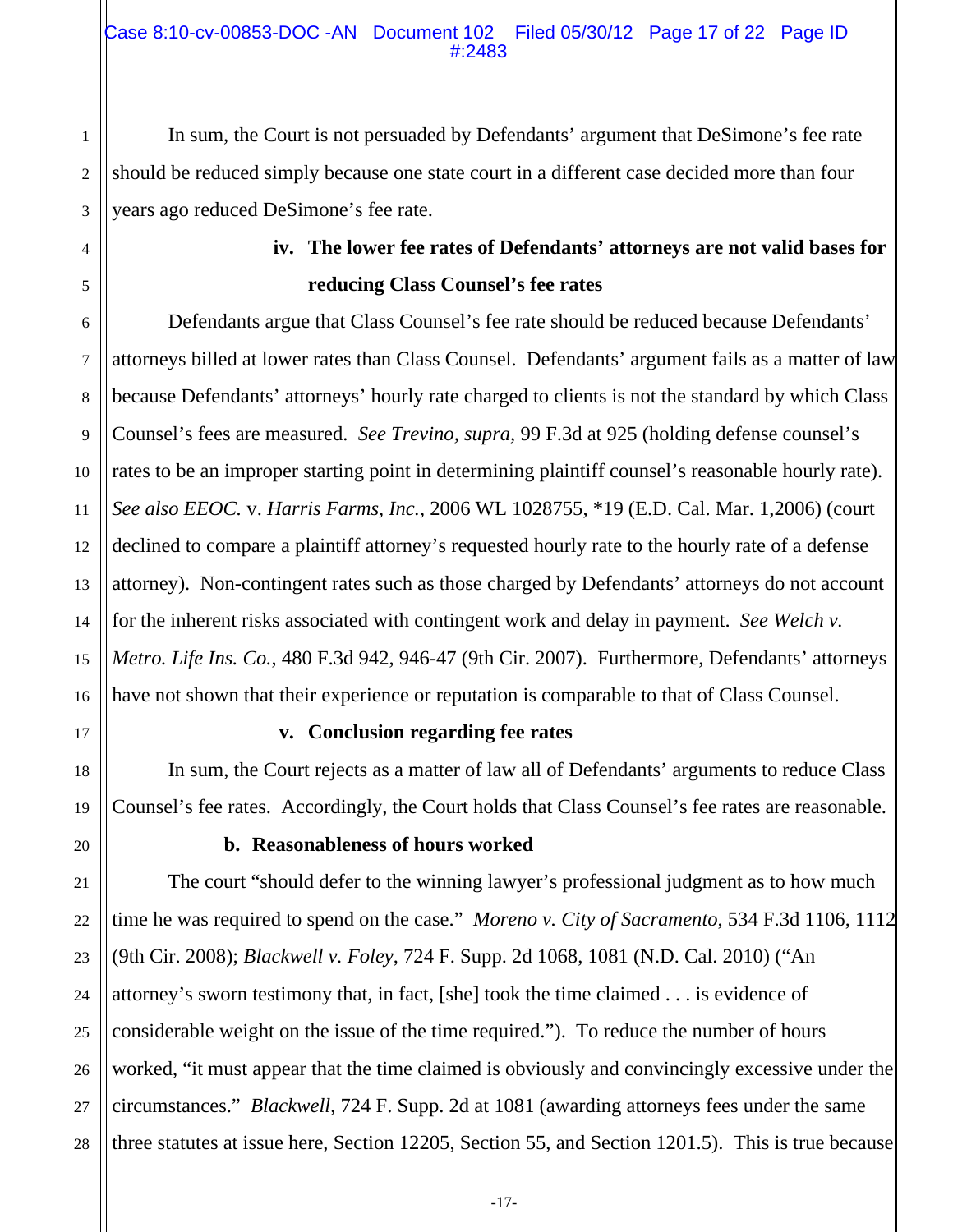In sum, the Court is not persuaded by Defendants' argument that DeSimone's fee rate should be reduced simply because one state court in a different case decided more than four years ago reduced DeSimone's fee rate.

**iv. The lower fee rates of Defendants' attorneys are not valid bases for reducing Class Counsel's fee rates**

Defendants argue that Class Counsel's fee rate should be reduced because Defendants' attorneys billed at lower rates than Class Counsel. Defendants' argument fails as a matter of law because Defendants' attorneys' hourly rate charged to clients is not the standard by which Class Counsel's fees are measured. *See Trevino, supra,* 99 F.3d at 925 (holding defense counsel's rates to be an improper starting point in determining plaintiff counsel's reasonable hourly rate). *See also EEOC.* v. *Harris Farms, Inc.*, 2006 WL 1028755, *19 (E.D. Cal. Mar. 1,2006) (court declined to compare a plaintiff attorney's requested hourly rate to the hourly rate of a defense attorney). Non-contingent rates such as those charged by Defendants' attorneys do not account for the inherent risks associated with contingent work and delay in payment. *See Welch v. Metro. Life Ins. Co.*, 480 F.3d 942, 946-47 (9th Cir. 2007). Furthermore, Defendants' attorneys have not shown that their experience or reputation is comparable to that of Class Counsel.

**v. Conclusion regarding fee rates**

In sum, the Court rejects as a matter of law all of Defendants' arguments to reduce Class Counsel's fee rates. Accordingly, the Court holds that Class Counsel's fee rates are reasonable.

**b. Reasonableness of hours worked**

The court "should defer to the winning lawyer's professional judgment as to how much time he was required to spend on the case." *Moreno v. City of Sacramento*, 534 F.3d 1106, 1112 (9th Cir. 2008); *Blackwell v. Foley*, 724 F. Supp. 2d 1068, 1081 (N.D. Cal. 2010) ("An attorney's sworn testimony that, in fact, [she] took the time claimed . . . is evidence of considerable weight on the issue of the time required."). To reduce the number of hours worked, "it must appear that the time claimed is obviously and convincingly excessive under the circumstances." *Blackwell*, 724 F. Supp. 2d at 1081 (awarding attorneys fees under the same three statutes at issue here, Section 12205, Section 55, and Section 1201.5). This is true because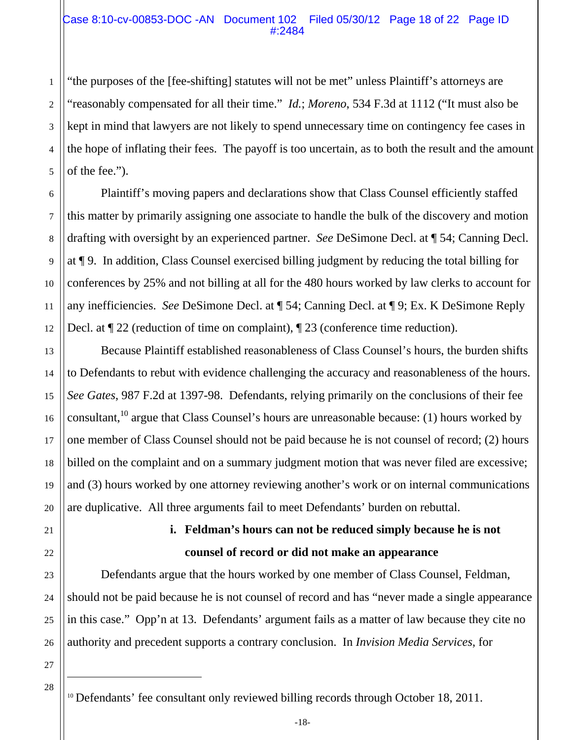"the purposes of the [fee-shifting] statutes will not be met" unless Plaintiff's attorneys are "reasonably compensated for all their time." *Id.*; *Moreno*, 534 F.3d at 1112 ("It must also be kept in mind that lawyers are not likely to spend unnecessary time on contingency fee cases in the hope of inflating their fees. The payoff is too uncertain, as to both the result and the amount of the fee.").

Plaintiff's moving papers and declarations show that Class Counsel efficiently staffed this matter by primarily assigning one associate to handle the bulk of the discovery and motion drafting with oversight by an experienced partner. *See* DeSimone Decl. at ¶ 54; Canning Decl. at ¶ 9. In addition, Class Counsel exercised billing judgment by reducing the total billing for conferences by 25% and not billing at all for the 480 hours worked by law clerks to account for any inefficiencies. *See* DeSimone Decl. at ¶ 54; Canning Decl. at ¶ 9; Ex. K DeSimone Reply Decl. at ¶ 22 (reduction of time on complaint), ¶ 23 (conference time reduction).

Because Plaintiff established reasonableness of Class Counsel's hours, the burden shifts to Defendants to rebut with evidence challenging the accuracy and reasonableness of the hours. *See Gates*, 987 F.2d at 1397-98. Defendants, relying primarily on the conclusions of their fee consultant,[10] argue that Class Counsel's hours are unreasonable because: (1) hours worked by one member of Class Counsel should not be paid because he is not counsel of record; (2) hours billed on the complaint and on a summary judgment motion that was never filed are excessive; and (3) hours worked by one attorney reviewing another's work or on internal communications are duplicative. All three arguments fail to meet Defendants' burden on rebuttal.

**i. Feldman's hours can not be reduced simply because he is not counsel of record or did not make an appearance**

Defendants argue that the hours worked by one member of Class Counsel, Feldman, should not be paid because he is not counsel of record and has "never made a single appearance in this case." Opp'n at 13. Defendants' argument fails as a matter of law because they cite no authority and precedent supports a contrary conclusion. In *Invision Media Services*, for

---

[10] Defendants' fee consultant only reviewed billing records through October 18, 2011.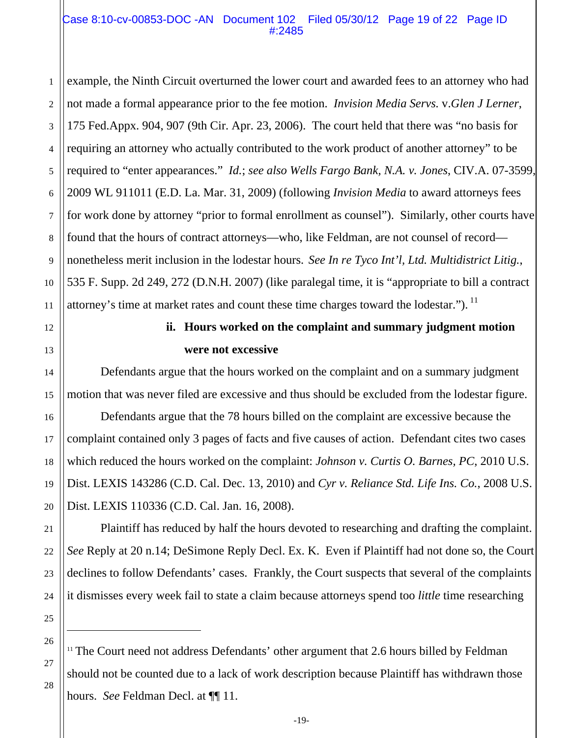example, the Ninth Circuit overturned the lower court and awarded fees to an attorney who had not made a formal appearance prior to the fee motion. *Invision Media Servs.* v.*Glen J Lerner*, 175 Fed.Appx. 904, 907 (9th Cir. Apr. 23, 2006). The court held that there was "no basis for requiring an attorney who actually contributed to the work product of another attorney" to be required to "enter appearances." *Id.*; *see also Wells Fargo Bank, N.A. v. Jones*, CIV.A. 07-3599, 2009 WL 911011 (E.D. La. Mar. 31, 2009) (following *Invision Media* to award attorneys fees for work done by attorney "prior to formal enrollment as counsel"). Similarly, other courts have found that the hours of contract attorneys—who, like Feldman, are not counsel of record—nonetheless merit inclusion in the lodestar hours. *See In re Tyco Int'l, Ltd. Multidistrict Litig.*, 535 F. Supp. 2d 249, 272 (D.N.H. 2007) (like paralegal time, it is "appropriate to bill a contract attorney's time at market rates and count these time charges toward the lodestar."). [11]

**ii. Hours worked on the complaint and summary judgment motion were not excessive**

Defendants argue that the hours worked on the complaint and on a summary judgment motion that was never filed are excessive and thus should be excluded from the lodestar figure.

Defendants argue that the 78 hours billed on the complaint are excessive because the complaint contained only 3 pages of facts and five causes of action. Defendant cites two cases which reduced the hours worked on the complaint: *Johnson v. Curtis O. Barnes, PC*, 2010 U.S. Dist. LEXIS 143286 (C.D. Cal. Dec. 13, 2010) and *Cyr v. Reliance Std. Life Ins. Co.*, 2008 U.S. Dist. LEXIS 110336 (C.D. Cal. Jan. 16, 2008).

Plaintiff has reduced by half the hours devoted to researching and drafting the complaint. *See* Reply at 20 n.14; DeSimone Reply Decl. Ex. K. Even if Plaintiff had not done so, the Court declines to follow Defendants' cases. Frankly, the Court suspects that several of the complaints it dismisses every week fail to state a claim because attorneys spend too *little* time researching

---

[11] The Court need not address Defendants' other argument that 2.6 hours billed by Feldman should not be counted due to a lack of work description because Plaintiff has withdrawn those hours. *See* Feldman Decl. at ¶¶ 11.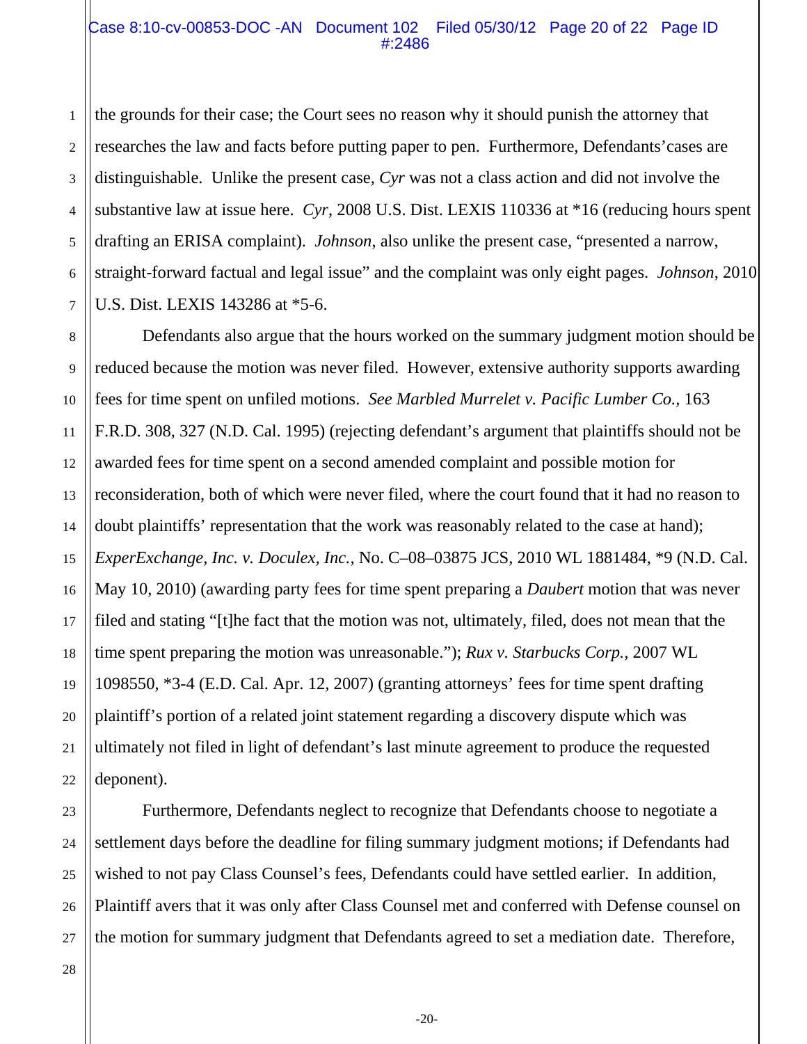the grounds for their case; the Court sees no reason why it should punish the attorney that researches the law and facts before putting paper to pen. Furthermore, Defendants'cases are distinguishable. Unlike the present case, *Cyr* was not a class action and did not involve the substantive law at issue here. *Cyr*, 2008 U.S. Dist. LEXIS 110336 at *16 (reducing hours spent drafting an ERISA complaint). *Johnson*, also unlike the present case, "presented a narrow, straight-forward factual and legal issue" and the complaint was only eight pages. *Johnson*, 2010 U.S. Dist. LEXIS 143286 at *5-6.

Defendants also argue that the hours worked on the summary judgment motion should be reduced because the motion was never filed. However, extensive authority supports awarding fees for time spent on unfiled motions. *See Marbled Murrelet v. Pacific Lumber Co.*, 163 F.R.D. 308, 327 (N.D. Cal. 1995) (rejecting defendant's argument that plaintiffs should not be awarded fees for time spent on a second amended complaint and possible motion for reconsideration, both of which were never filed, where the court found that it had no reason to doubt plaintiffs' representation that the work was reasonably related to the case at hand); *ExperExchange, Inc. v. Doculex, Inc.*, No. C–08–03875 JCS, 2010 WL 1881484, *9 (N.D. Cal. May 10, 2010) (awarding party fees for time spent preparing a *Daubert* motion that was never filed and stating "[t]he fact that the motion was not, ultimately, filed, does not mean that the time spent preparing the motion was unreasonable."); *Rux v. Starbucks Corp.,* 2007 WL 1098550, *3-4 (E.D. Cal. Apr. 12, 2007) (granting attorneys' fees for time spent drafting plaintiff's portion of a related joint statement regarding a discovery dispute which was ultimately not filed in light of defendant's last minute agreement to produce the requested deponent).

Furthermore, Defendants neglect to recognize that Defendants choose to negotiate a settlement days before the deadline for filing summary judgment motions; if Defendants had wished to not pay Class Counsel's fees, Defendants could have settled earlier. In addition, Plaintiff avers that it was only after Class Counsel met and conferred with Defense counsel on the motion for summary judgment that Defendants agreed to set a mediation date. Therefore,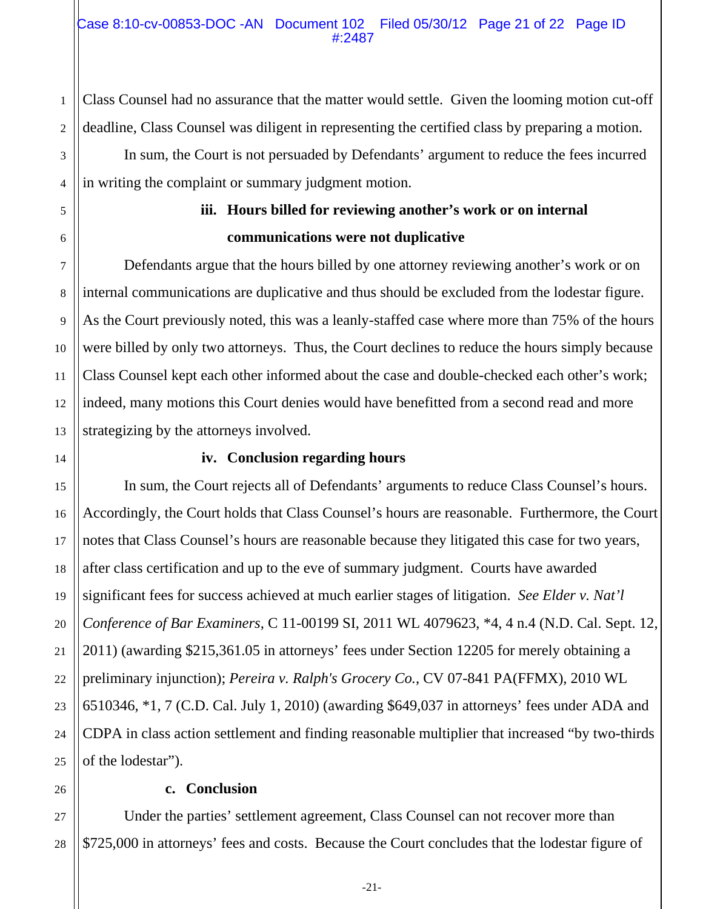Class Counsel had no assurance that the matter would settle. Given the looming motion cut-off deadline, Class Counsel was diligent in representing the certified class by preparing a motion.

In sum, the Court is not persuaded by Defendants' argument to reduce the fees incurred in writing the complaint or summary judgment motion.

**iii. Hours billed for reviewing another's work or on internal communications were not duplicative**

Defendants argue that the hours billed by one attorney reviewing another's work or on internal communications are duplicative and thus should be excluded from the lodestar figure. As the Court previously noted, this was a leanly-staffed case where more than 75% of the hours were billed by only two attorneys. Thus, the Court declines to reduce the hours simply because Class Counsel kept each other informed about the case and double-checked each other's work; indeed, many motions this Court denies would have benefitted from a second read and more strategizing by the attorneys involved.

**iv. Conclusion regarding hours**

In sum, the Court rejects all of Defendants' arguments to reduce Class Counsel's hours. Accordingly, the Court holds that Class Counsel's hours are reasonable. Furthermore, the Court notes that Class Counsel's hours are reasonable because they litigated this case for two years, after class certification and up to the eve of summary judgment. Courts have awarded significant fees for success achieved at much earlier stages of litigation. *See Elder v. Nat'l Conference of Bar Examiners*, C 11-00199 SI, 2011 WL 4079623, *4, 4 n.4 (N.D. Cal. Sept. 12, 2011) (awarding $215,361.05 in attorneys' fees under Section 12205 for merely obtaining a preliminary injunction); *Pereira v. Ralph's Grocery Co.*, CV 07-841 PA(FFMX), 2010 WL 6510346, *1, 7 (C.D. Cal. July 1, 2010) (awarding $649,037 in attorneys' fees under ADA and CDPA in class action settlement and finding reasonable multiplier that increased "by two-thirds of the lodestar").

**c. Conclusion**

Under the parties' settlement agreement, Class Counsel can not recover more than $725,000 in attorneys' fees and costs. Because the Court concludes that the lodestar figure of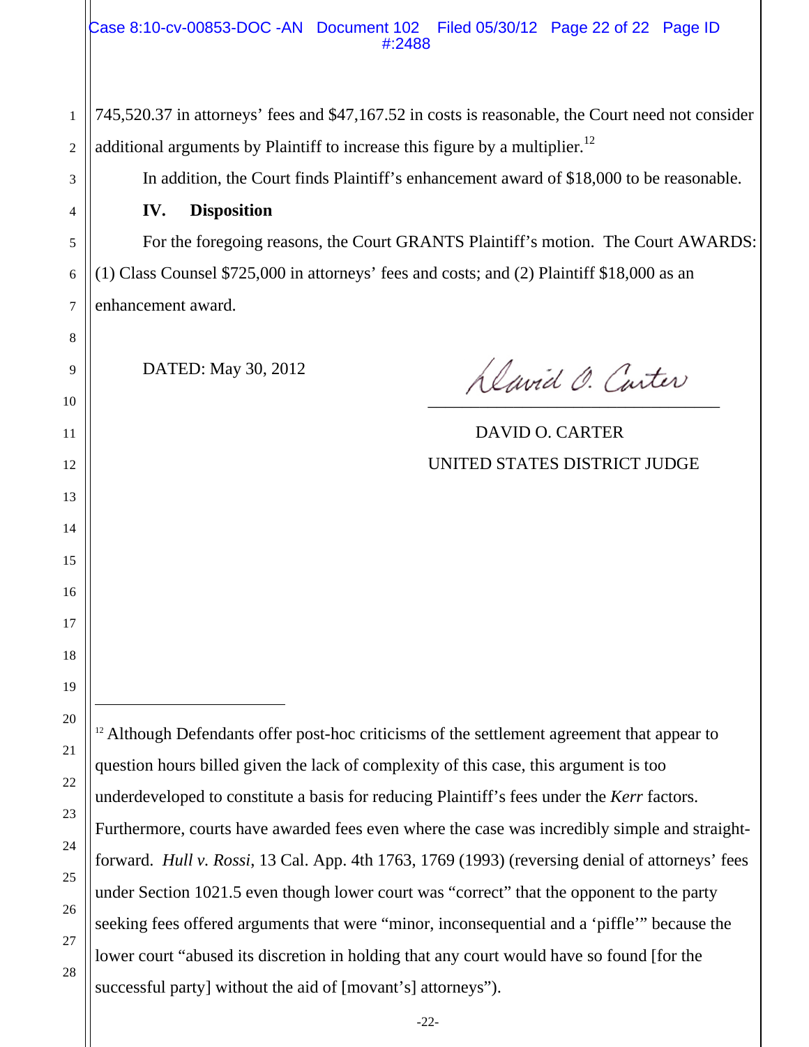745,520.37 in attorneys' fees and $47,167.52 in costs is reasonable, the Court need not consider additional arguments by Plaintiff to increase this figure by a multiplier.[12]

In addition, the Court finds Plaintiff's enhancement award of $18,000 to be reasonable.

## IV. Disposition

For the foregoing reasons, the Court GRANTS Plaintiff's motion. The Court AWARDS: (1) Class Counsel $725,000 in attorneys' fees and costs; and (2) Plaintiff $18,000 as an enhancement award.

DATED: May 30, 2012

David O. Carter

DAVID O. CARTER
UNITED STATES DISTRICT JUDGE

---

[12] Although Defendants offer post-hoc criticisms of the settlement agreement that appear to question hours billed given the lack of complexity of this case, this argument is too underdeveloped to constitute a basis for reducing Plaintiff's fees under the *Kerr* factors. Furthermore, courts have awarded fees even where the case was incredibly simple and straight-forward. *Hull v. Rossi*, 13 Cal. App. 4th 1763, 1769 (1993) (reversing denial of attorneys' fees under Section 1021.5 even though lower court was "correct" that the opponent to the party seeking fees offered arguments that were "minor, inconsequential and a 'piffle'" because the lower court "abused its discretion in holding that any court would have so found [for the successful party] without the aid of [movant's] attorneys").